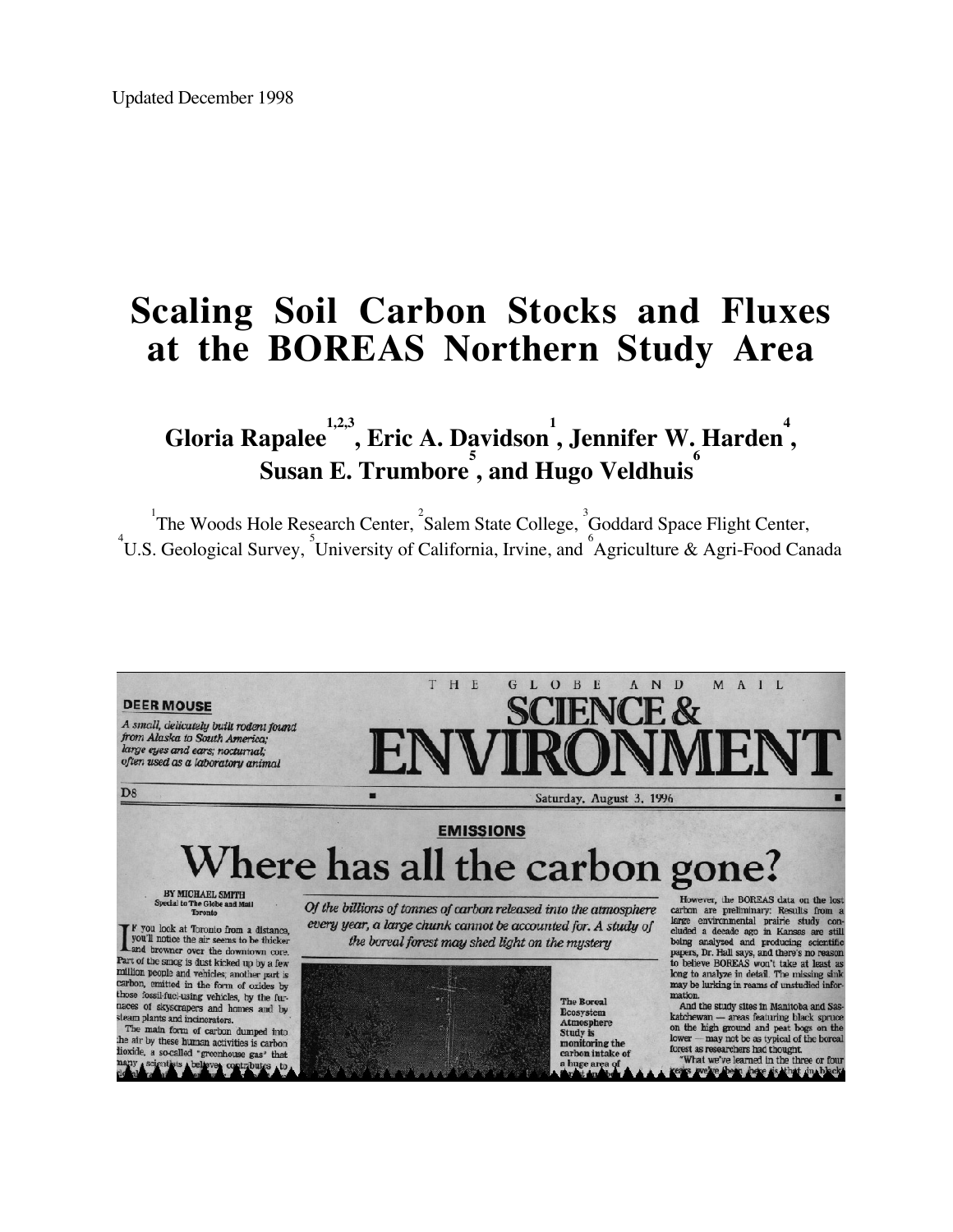Updated December 1998

# Scaling Soil Carbon Stocks and Fluxes at the BOREAS Northern Study Area

## Gloria Rapalee[1,2,3], Eric A. Davidson[1], Jennifer W. Harden[4], Susan E. Trumbore[5], and Hugo Veldhuis[6]

[1]The Woods Hole Research Center, [2]Salem State College, [3]Goddard Space Flight Center, [4]U.S. Geological Survey, [5]University of California, Irvine, and [6]Agriculture & Agri-Food Canada

THE GLOBE AND MAIL

SCIENCE & ENVIRONMENT

**DEER MOUSE**

*A small, delicately built rodent found from Alaska to South America; large eyes and ears; nocturnal; often used as a laboratory animal*

D8

Saturday, August 3, 1996

EMISSIONS

# Where has all the carbon gone?

BY MICHAEL SMITH
Special to The Globe and Mail
Toronto

*Of the billions of tonnes of carbon released into the atmosphere every year, a large chunk cannot be accounted for. A study of the boreal forest may shed light on the mystery*

If you look at Toronto from a distance, you'll notice the air seems to be thicker and browner over the downtown core. Part of the smog is dust kicked up by a few million people and vehicles; another part is carbon, emitted in the form of oxides by those fossil-fuel-using vehicles, by the furnaces of skyscrapers and homes and by steam plants and incinerators.

The main form of carbon dumped into the air by these human activities is carbon dioxide, a so-called "greenhouse gas" that many scientists believe contributes to

The Boreal Ecosystem Atmosphere Study is monitoring the carbon intake of a huge area of

However, the BOREAS data on the lost carbon are preliminary: Results from a large environmental prairie study concluded a decade ago in Kansas are still being analysed and producing scientific papers, Dr. Hall says, and there's no reason to believe BOREAS won't take at least as long to analyze in detail. The missing sink may be lurking in reams of unstudied information.

And the study sites in Manitoba and Saskatchewan — areas featuring black spruce on the high ground and peat bogs on the lower — may not be as typical of the boreal forest as researchers had thought.

"What we've learned in the three or four years we've been here is that in black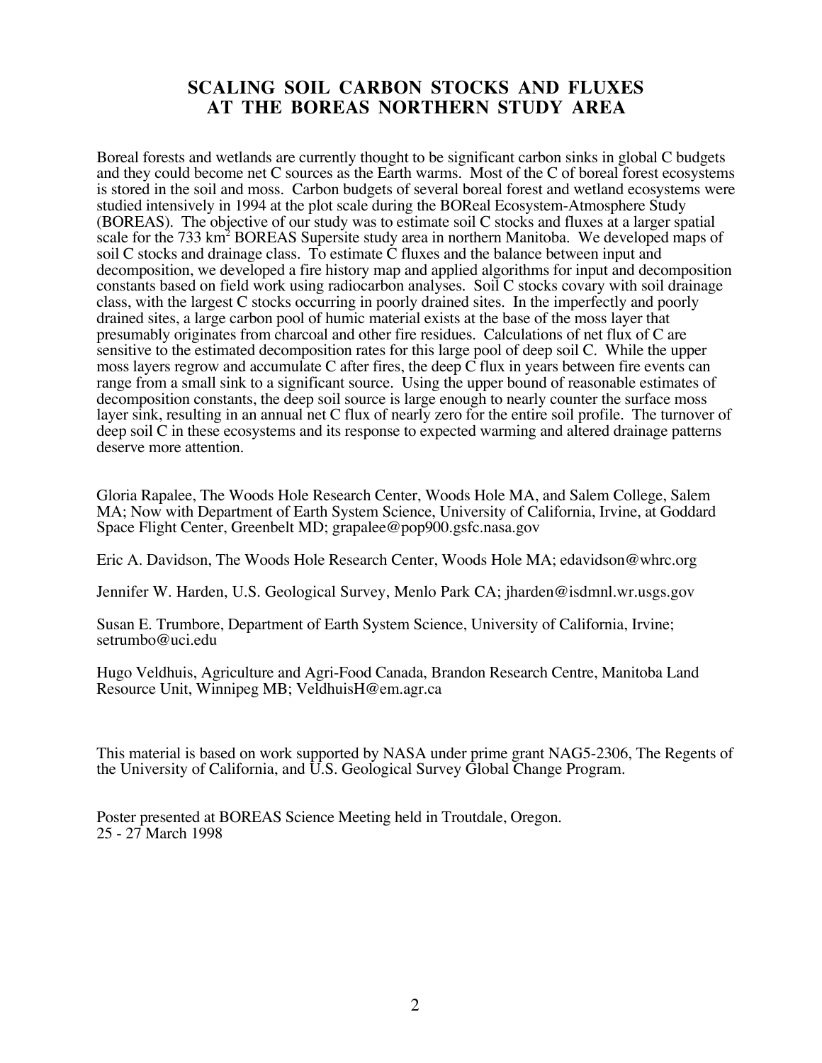# SCALING SOIL CARBON STOCKS AND FLUXES AT THE BOREAS NORTHERN STUDY AREA

Boreal forests and wetlands are currently thought to be significant carbon sinks in global C budgets and they could become net C sources as the Earth warms. Most of the C of boreal forest ecosystems is stored in the soil and moss. Carbon budgets of several boreal forest and wetland ecosystems were studied intensively in 1994 at the plot scale during the BOReal Ecosystem-Atmosphere Study (BOREAS). The objective of our study was to estimate soil C stocks and fluxes at a larger spatial scale for the 733 $km^2$ BOREAS Supersite study area in northern Manitoba. We developed maps of soil C stocks and drainage class. To estimate C fluxes and the balance between input and decomposition, we developed a fire history map and applied algorithms for input and decomposition constants based on field work using radiocarbon analyses. Soil C stocks covary with soil drainage class, with the largest C stocks occurring in poorly drained sites. In the imperfectly and poorly drained sites, a large carbon pool of humic material exists at the base of the moss layer that presumably originates from charcoal and other fire residues. Calculations of net flux of C are sensitive to the estimated decomposition rates for this large pool of deep soil C. While the upper moss layers regrow and accumulate C after fires, the deep C flux in years between fire events can range from a small sink to a significant source. Using the upper bound of reasonable estimates of decomposition constants, the deep soil source is large enough to nearly counter the surface moss layer sink, resulting in an annual net C flux of nearly zero for the entire soil profile. The turnover of deep soil C in these ecosystems and its response to expected warming and altered drainage patterns deserve more attention.

Gloria Rapalee, The Woods Hole Research Center, Woods Hole MA, and Salem College, Salem MA; Now with Department of Earth System Science, University of California, Irvine, at Goddard Space Flight Center, Greenbelt MD; grapalee@pop900.gsfc.nasa.gov

Eric A. Davidson, The Woods Hole Research Center, Woods Hole MA; edavidson@whrc.org

Jennifer W. Harden, U.S. Geological Survey, Menlo Park CA; jharden@isdmnl.wr.usgs.gov

Susan E. Trumbore, Department of Earth System Science, University of California, Irvine; setrumbo@uci.edu

Hugo Veldhuis, Agriculture and Agri-Food Canada, Brandon Research Centre, Manitoba Land Resource Unit, Winnipeg MB; VeldhuisH@em.agr.ca

This material is based on work supported by NASA under prime grant NAG5-2306, The Regents of the University of California, and U.S. Geological Survey Global Change Program.

Poster presented at BOREAS Science Meeting held in Troutdale, Oregon.
25 - 27 March 1998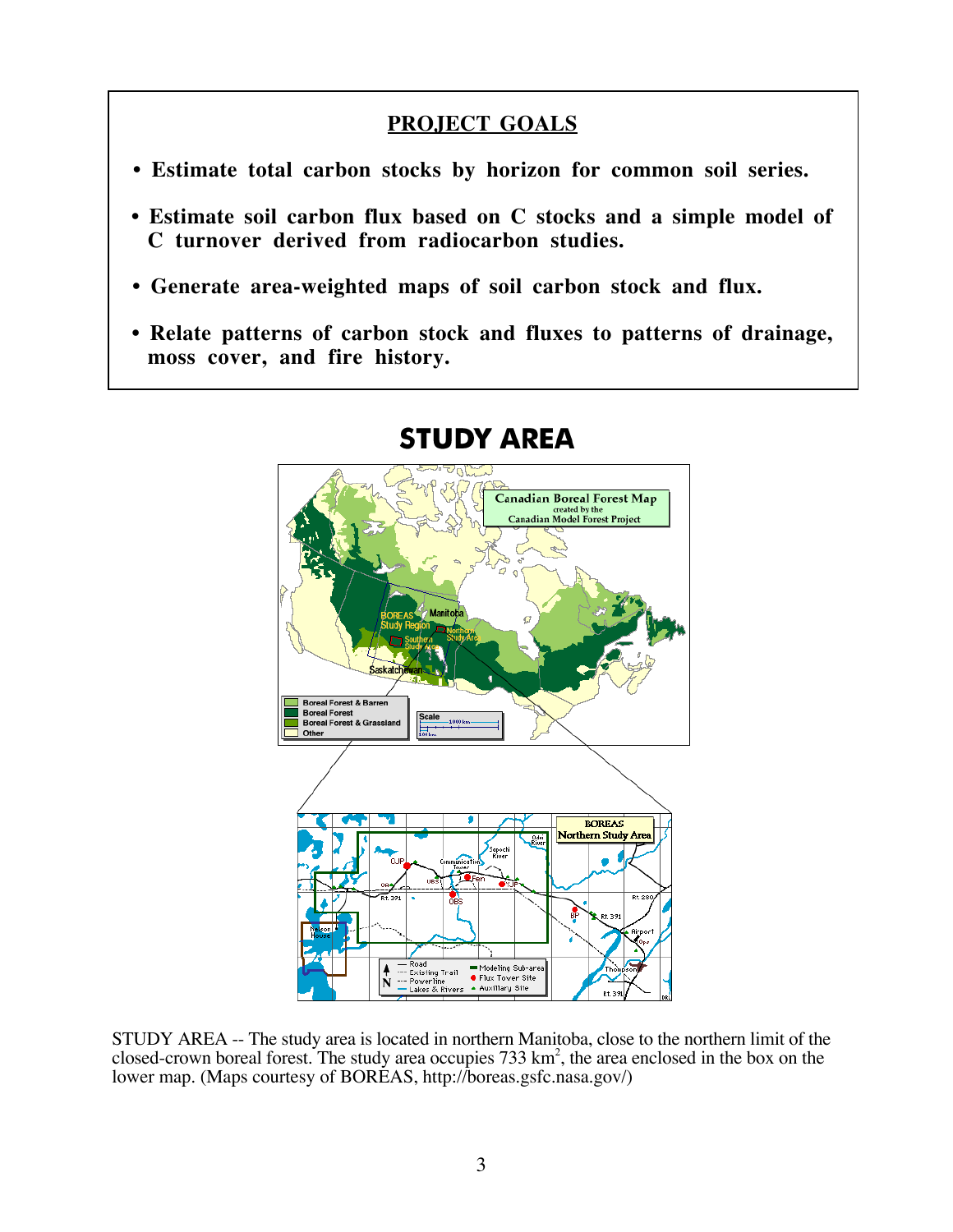## PROJECT GOALS

- **Estimate total carbon stocks by horizon for common soil series.**
- **Estimate soil carbon flux based on C stocks and a simple model of C turnover derived from radiocarbon studies.**
- **Generate area-weighted maps of soil carbon stock and flux.**
- **Relate patterns of carbon stock and fluxes to patterns of drainage, moss cover, and fire history.**

## STUDY AREA

STUDY AREA -- The study area is located in northern Manitoba, close to the northern limit of the closed-crown boreal forest. The study area occupies 733 $km^2$, the area enclosed in the box on the lower map. (Maps courtesy of BOREAS, http://boreas.gsfc.nasa.gov/)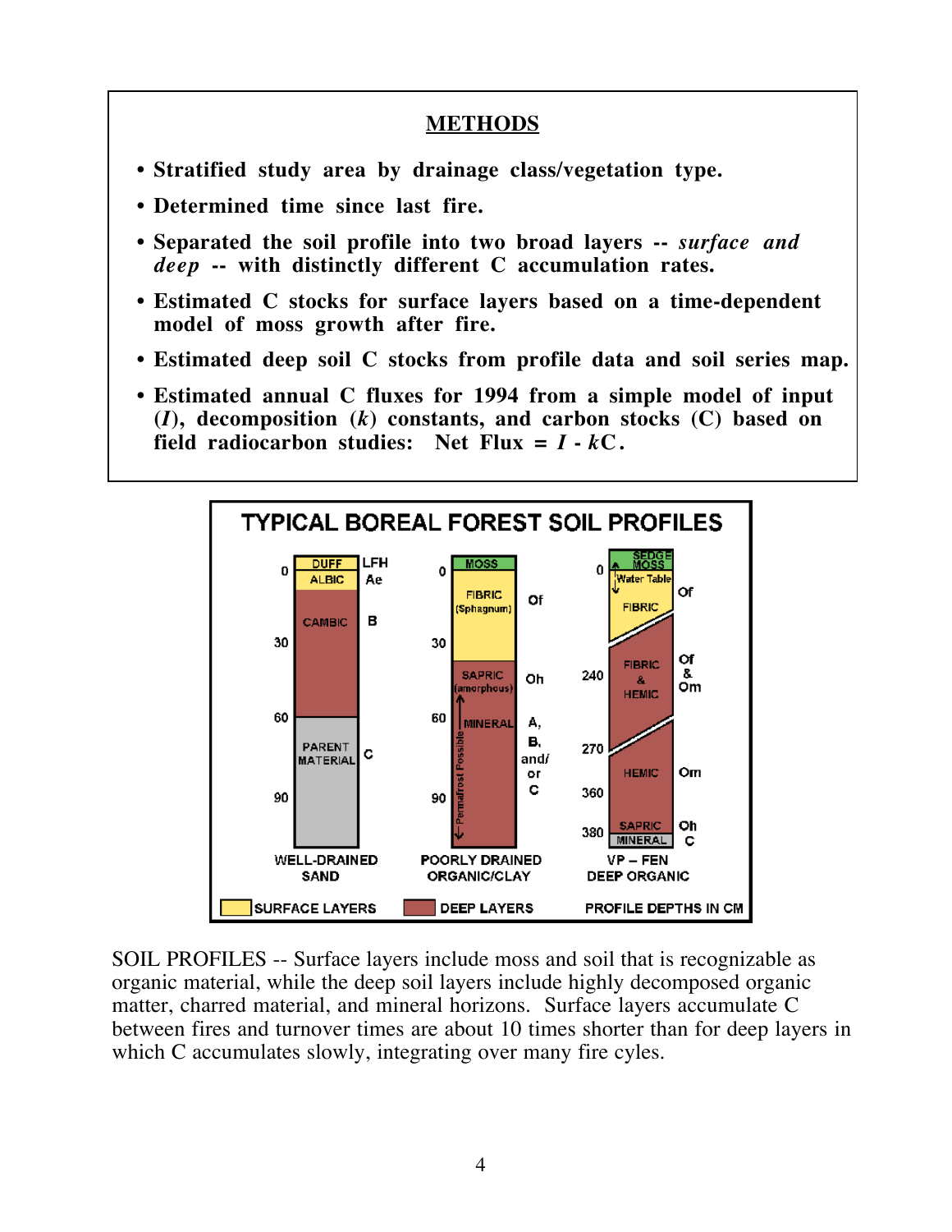## METHODS

- Stratified study area by drainage class/vegetation type.
- Determined time since last fire.
- Separated the soil profile into two broad layers -- *surface and deep* -- with distinctly different C accumulation rates.
- Estimated C stocks for surface layers based on a time-dependent model of moss growth after fire.
- Estimated deep soil C stocks from profile data and soil series map.
- Estimated annual C fluxes for 1994 from a simple model of input ($I$), decomposition ($k$) constants, and carbon stocks (C) based on field radiocarbon studies: Net Flux = $I - k$C.

SOIL PROFILES -- Surface layers include moss and soil that is recognizable as organic material, while the deep soil layers include highly decomposed organic matter, charred material, and mineral horizons. Surface layers accumulate C between fires and turnover times are about 10 times shorter than for deep layers in which C accumulates slowly, integrating over many fire cyles.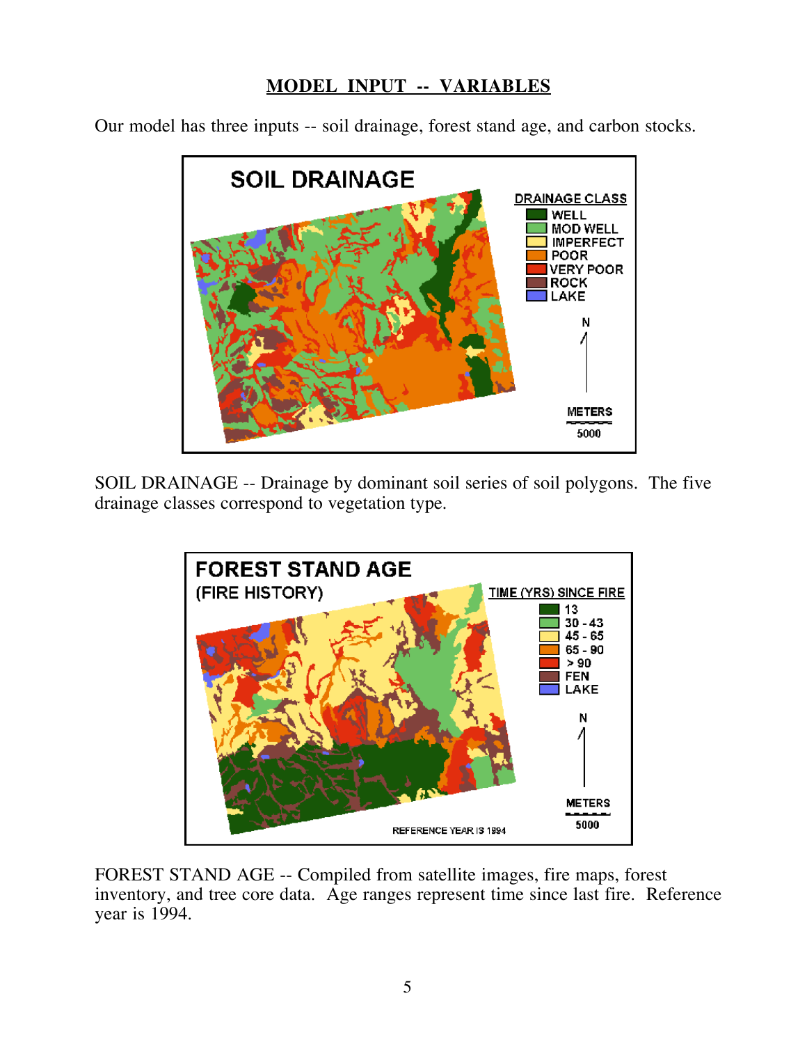## MODEL INPUT -- VARIABLES

Our model has three inputs -- soil drainage, forest stand age, and carbon stocks.

SOIL DRAINAGE -- Drainage by dominant soil series of soil polygons. The five drainage classes correspond to vegetation type.

FOREST STAND AGE -- Compiled from satellite images, fire maps, forest inventory, and tree core data. Age ranges represent time since last fire. Reference year is 1994.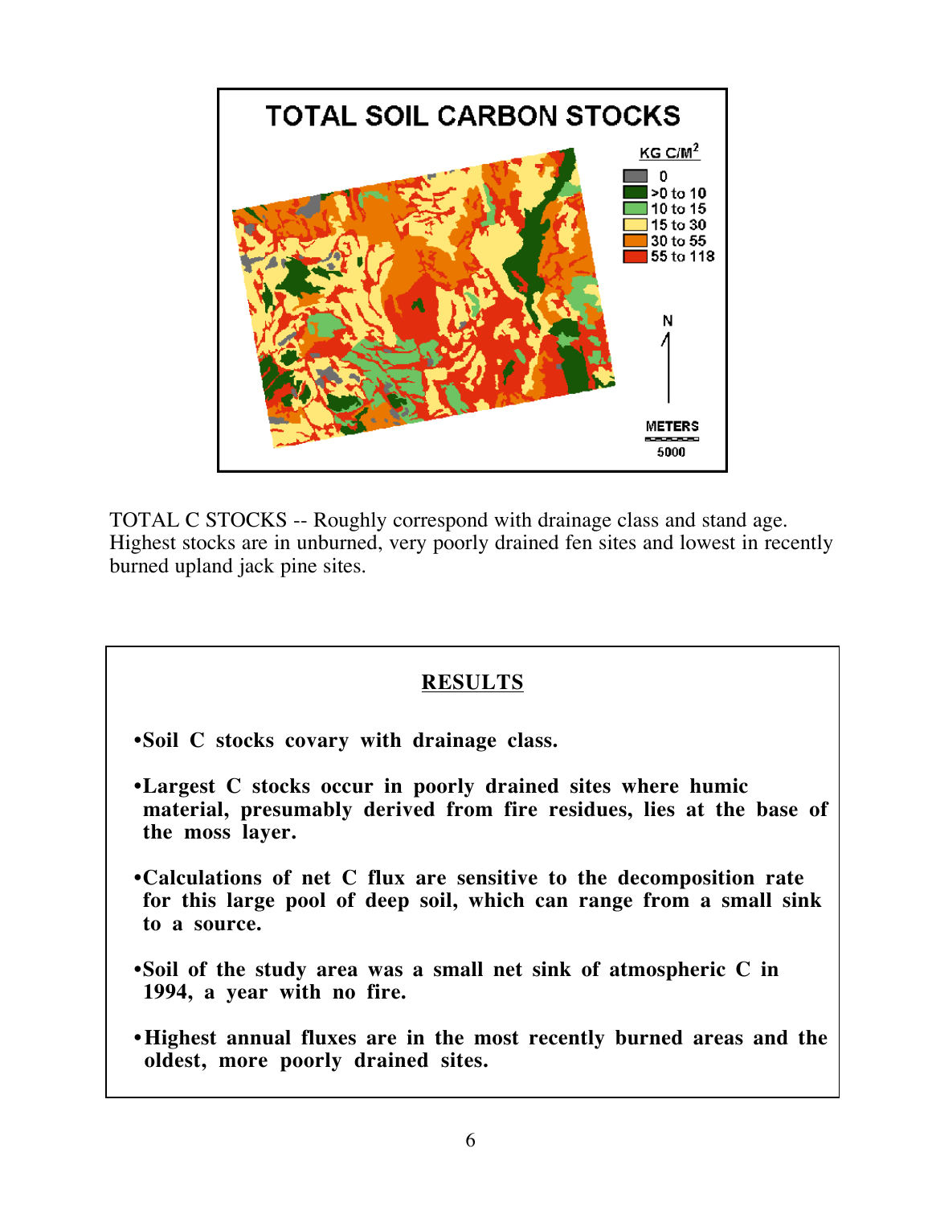TOTAL C STOCKS -- Roughly correspond with drainage class and stand age. Highest stocks are in unburned, very poorly drained fen sites and lowest in recently burned upland jack pine sites.

## RESULTS

- **Soil C stocks covary with drainage class.**
- **Largest C stocks occur in poorly drained sites where humic material, presumably derived from fire residues, lies at the base of the moss layer.**
- **Calculations of net C flux are sensitive to the decomposition rate for this large pool of deep soil, which can range from a small sink to a source.**
- **Soil of the study area was a small net sink of atmospheric C in 1994, a year with no fire.**
- **Highest annual fluxes are in the most recently burned areas and the oldest, more poorly drained sites.**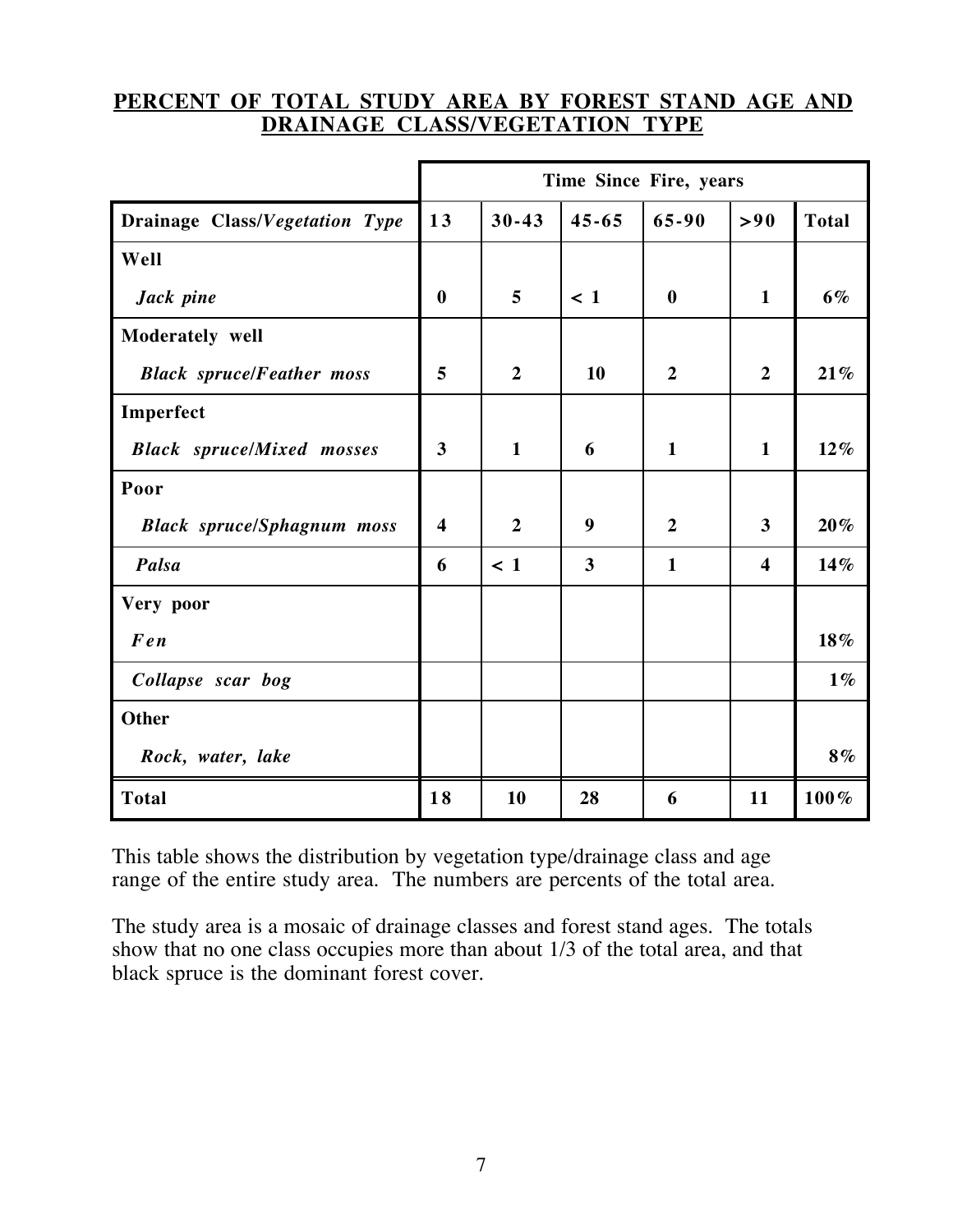## PERCENT OF TOTAL STUDY AREA BY FOREST STAND AGE AND DRAINAGE CLASS/VEGETATION TYPE

| | Time Since Fire, years | | | | | |
|---|---|---|---|---|---|---|
| **Drainage Class/*Vegetation Type*** | **13** | **30-43** | **45-65** | **65-90** | **>90** | **Total** |
| **Well** | | | | | | |
| ***Jack pine*** | **0** | **5** | **< 1** | **0** | **1** | ***6%*** |
| **Moderately well** | | | | | | |
| ***Black spruce/Feather moss*** | **5** | **2** | **10** | **2** | **2** | ***21%*** |
| **Imperfect** | | | | | | |
| ***Black spruce/Mixed mosses*** | **3** | **1** | **6** | **1** | **1** | ***12%*** |
| **Poor** | | | | | | |
| ***Black spruce/Sphagnum moss*** | **4** | **2** | **9** | **2** | **3** | ***20%*** |
| ***Palsa*** | **6** | **< 1** | **3** | **1** | **4** | ***14%*** |
| **Very poor** | | | | | | |
| ***Fen*** | | | | | | ***18%*** |
| ***Collapse scar bog*** | | | | | | ***1%*** |
| **Other** | | | | | | |
| ***Rock, water, lake*** | | | | | | ***8%*** |
| **Total** | **18** | **10** | **28** | **6** | **11** | **100%** |

This table shows the distribution by vegetation type/drainage class and age range of the entire study area. The numbers are percents of the total area.

The study area is a mosaic of drainage classes and forest stand ages. The totals show that no one class occupies more than about 1/3 of the total area, and that black spruce is the dominant forest cover.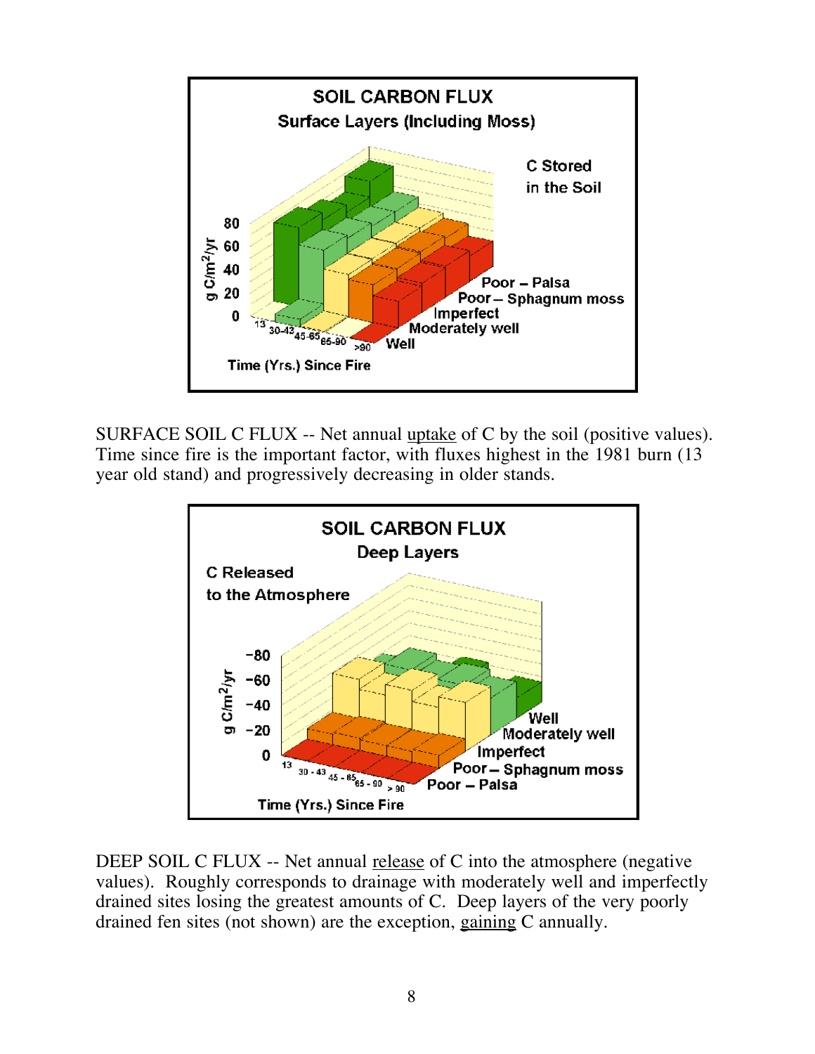SURFACE SOIL C FLUX -- Net annual uptake of C by the soil (positive values). Time since fire is the important factor, with fluxes highest in the 1981 burn (13 year old stand) and progressively decreasing in older stands.

DEEP SOIL C FLUX -- Net annual release of C into the atmosphere (negative values). Roughly corresponds to drainage with moderately well and imperfectly drained sites losing the greatest amounts of C. Deep layers of the very poorly drained fen sites (not shown) are the exception, gaining C annually.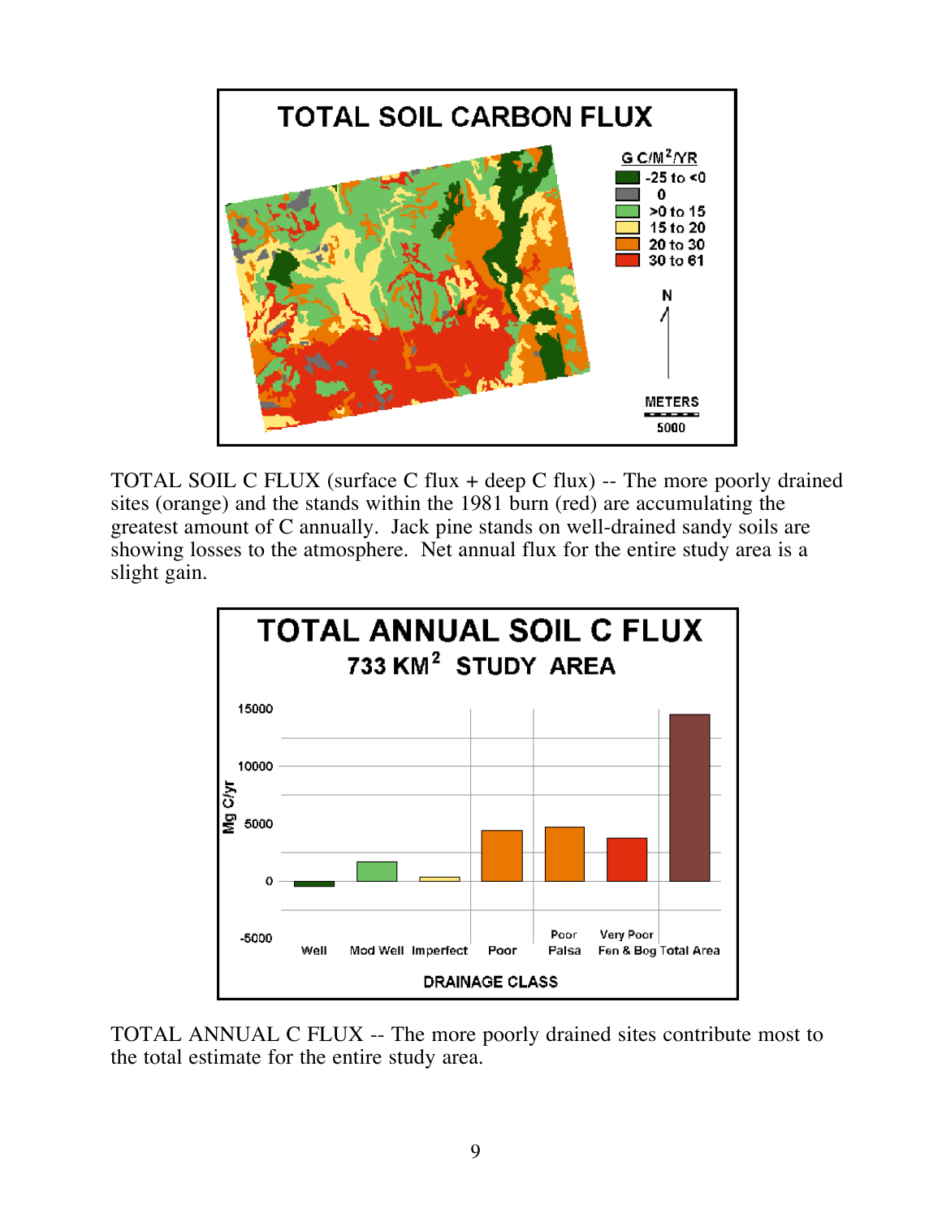TOTAL SOIL C FLUX (surface C flux + deep C flux) -- The more poorly drained sites (orange) and the stands within the 1981 burn (red) are accumulating the greatest amount of C annually. Jack pine stands on well-drained sandy soils are showing losses to the atmosphere. Net annual flux for the entire study area is a slight gain.

TOTAL ANNUAL C FLUX -- The more poorly drained sites contribute most to the total estimate for the entire study area.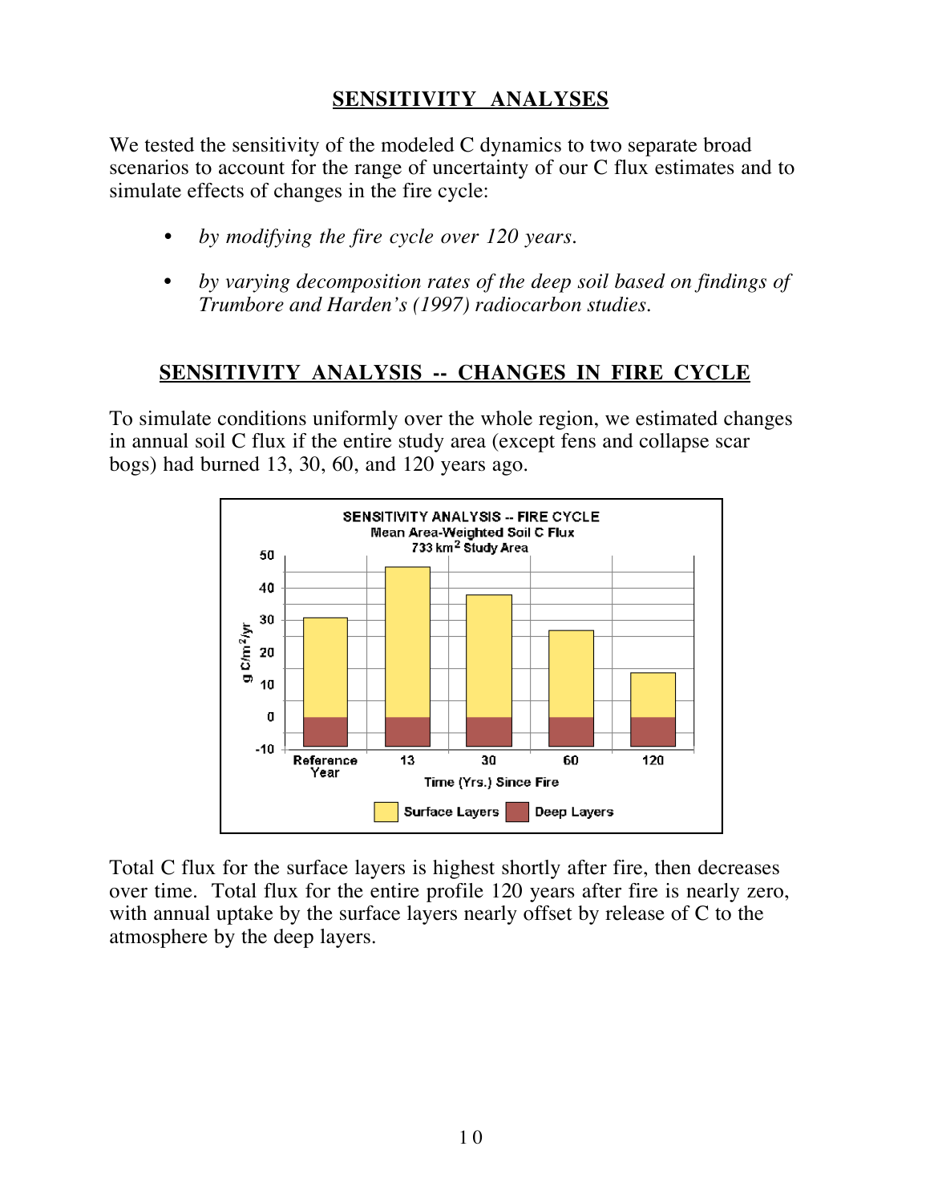## SENSITIVITY ANALYSES

We tested the sensitivity of the modeled C dynamics to two separate broad scenarios to account for the range of uncertainty of our C flux estimates and to simulate effects of changes in the fire cycle:

- *by modifying the fire cycle over 120 years.*
- *by varying decomposition rates of the deep soil based on findings of Trumbore and Harden's (1997) radiocarbon studies.*

## SENSITIVITY ANALYSIS -- CHANGES IN FIRE CYCLE

To simulate conditions uniformly over the whole region, we estimated changes in annual soil C flux if the entire study area (except fens and collapse scar bogs) had burned 13, 30, 60, and 120 years ago.

Total C flux for the surface layers is highest shortly after fire, then decreases over time. Total flux for the entire profile 120 years after fire is nearly zero, with annual uptake by the surface layers nearly offset by release of C to the atmosphere by the deep layers.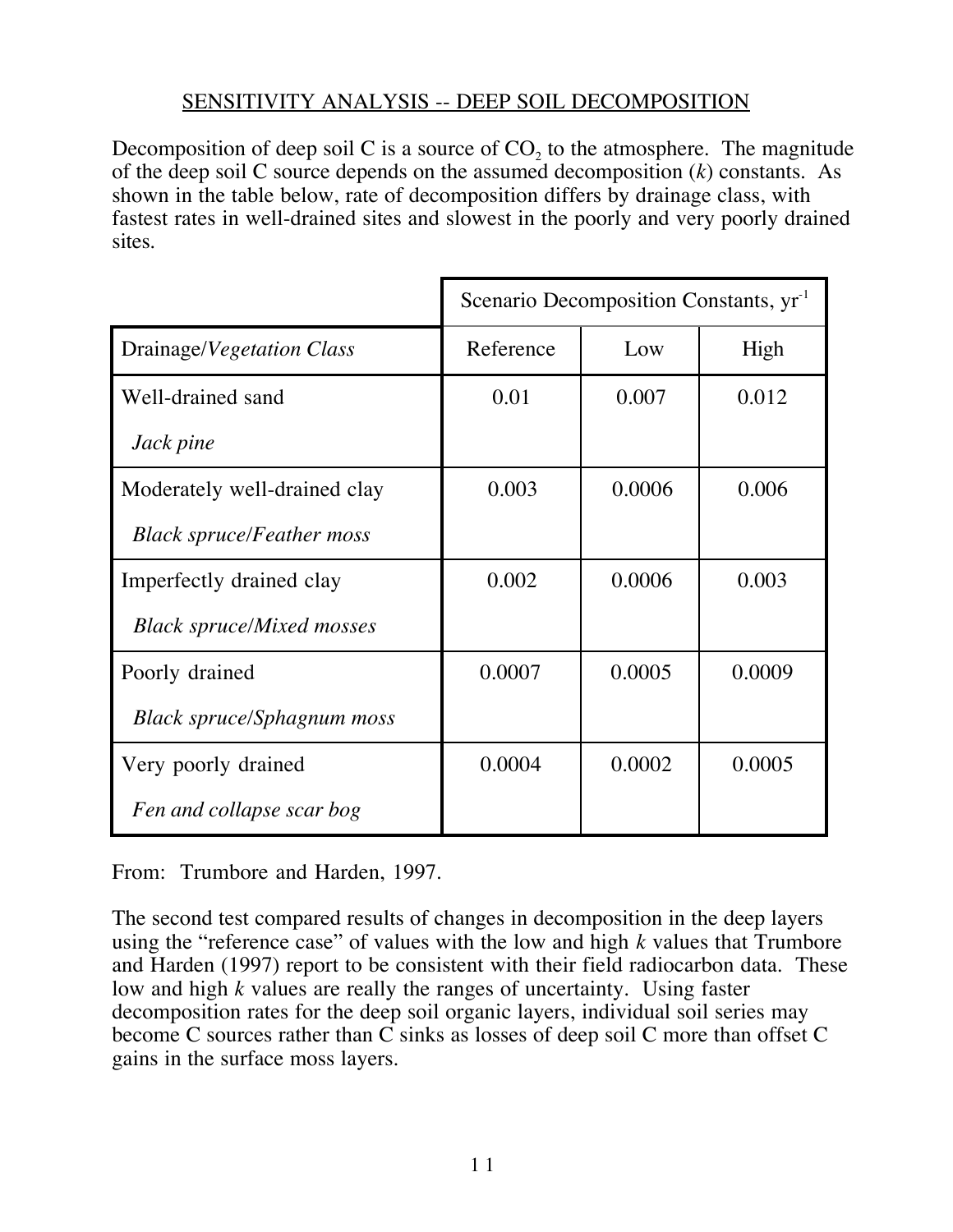## SENSITIVITY ANALYSIS -- DEEP SOIL DECOMPOSITION

Decomposition of deep soil C is a source of $CO_2$ to the atmosphere. The magnitude of the deep soil C source depends on the assumed decomposition ($k$) constants. As shown in the table below, rate of decomposition differs by drainage class, with fastest rates in well-drained sites and slowest in the poorly and very poorly drained sites.

| | Scenario Decomposition Constants, $yr^{-1}$ | | |
|---|---|---|---|
| Drainage/*Vegetation Class* | Reference | Low | High |
| Well-drained sand<br>*Jack pine* | 0.01 | 0.007 | 0.012 |
| Moderately well-drained clay<br>*Black spruce/Feather moss* | 0.003 | 0.0006 | 0.006 |
| Imperfectly drained clay<br>*Black spruce/Mixed mosses* | 0.002 | 0.0006 | 0.003 |
| Poorly drained<br>*Black spruce/Sphagnum moss* | 0.0007 | 0.0005 | 0.0009 |
| Very poorly drained<br>*Fen and collapse scar bog* | 0.0004 | 0.0002 | 0.0005 |

From: Trumbore and Harden, 1997.

The second test compared results of changes in decomposition in the deep layers using the "reference case" of values with the low and high $k$ values that Trumbore and Harden (1997) report to be consistent with their field radiocarbon data. These low and high $k$ values are really the ranges of uncertainty. Using faster decomposition rates for the deep soil organic layers, individual soil series may become C sources rather than C sinks as losses of deep soil C more than offset C gains in the surface moss layers.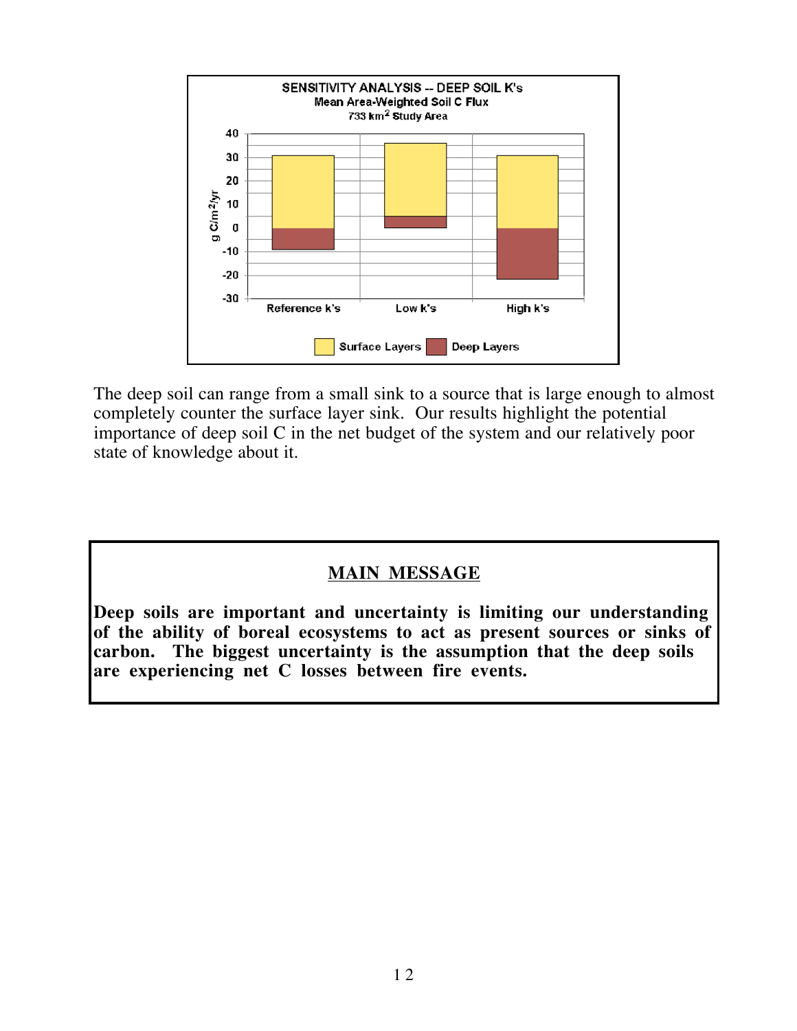The deep soil can range from a small sink to a source that is large enough to almost completely counter the surface layer sink. Our results highlight the potential importance of deep soil C in the net budget of the system and our relatively poor state of knowledge about it.

## MAIN MESSAGE

**Deep soils are important and uncertainty is limiting our understanding of the ability of boreal ecosystems to act as present sources or sinks of carbon. The biggest uncertainty is the assumption that the deep soils are experiencing net C losses between fire events.**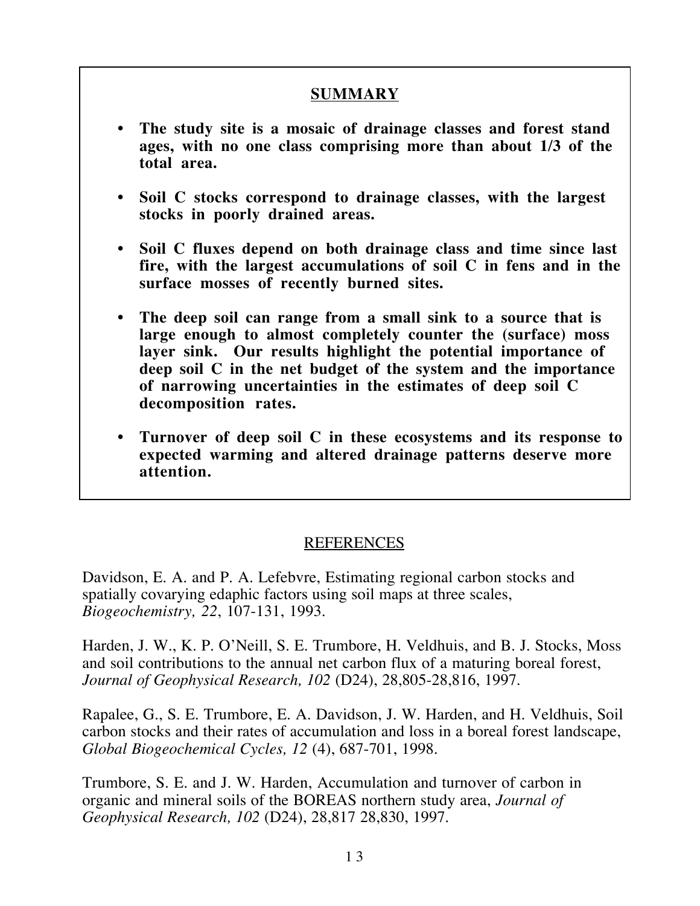## SUMMARY

- **The study site is a mosaic of drainage classes and forest stand ages, with no one class comprising more than about 1/3 of the total area.**
- **Soil C stocks correspond to drainage classes, with the largest stocks in poorly drained areas.**
- **Soil C fluxes depend on both drainage class and time since last fire, with the largest accumulations of soil C in fens and in the surface mosses of recently burned sites.**
- **The deep soil can range from a small sink to a source that is large enough to almost completely counter the (surface) moss layer sink. Our results highlight the potential importance of deep soil C in the net budget of the system and the importance of narrowing uncertainties in the estimates of deep soil C decomposition rates.**
- **Turnover of deep soil C in these ecosystems and its response to expected warming and altered drainage patterns deserve more attention.**

## REFERENCES

Davidson, E. A. and P. A. Lefebvre, Estimating regional carbon stocks and spatially covarying edaphic factors using soil maps at three scales, *Biogeochemistry, 22*, 107-131, 1993.

Harden, J. W., K. P. O'Neill, S. E. Trumbore, H. Veldhuis, and B. J. Stocks, Moss and soil contributions to the annual net carbon flux of a maturing boreal forest, *Journal of Geophysical Research, 102* (D24), 28,805-28,816, 1997.

Rapalee, G., S. E. Trumbore, E. A. Davidson, J. W. Harden, and H. Veldhuis, Soil carbon stocks and their rates of accumulation and loss in a boreal forest landscape, *Global Biogeochemical Cycles, 12* (4), 687-701, 1998.

Trumbore, S. E. and J. W. Harden, Accumulation and turnover of carbon in organic and mineral soils of the BOREAS northern study area, *Journal of Geophysical Research, 102* (D24), 28,817 28,830, 1997.